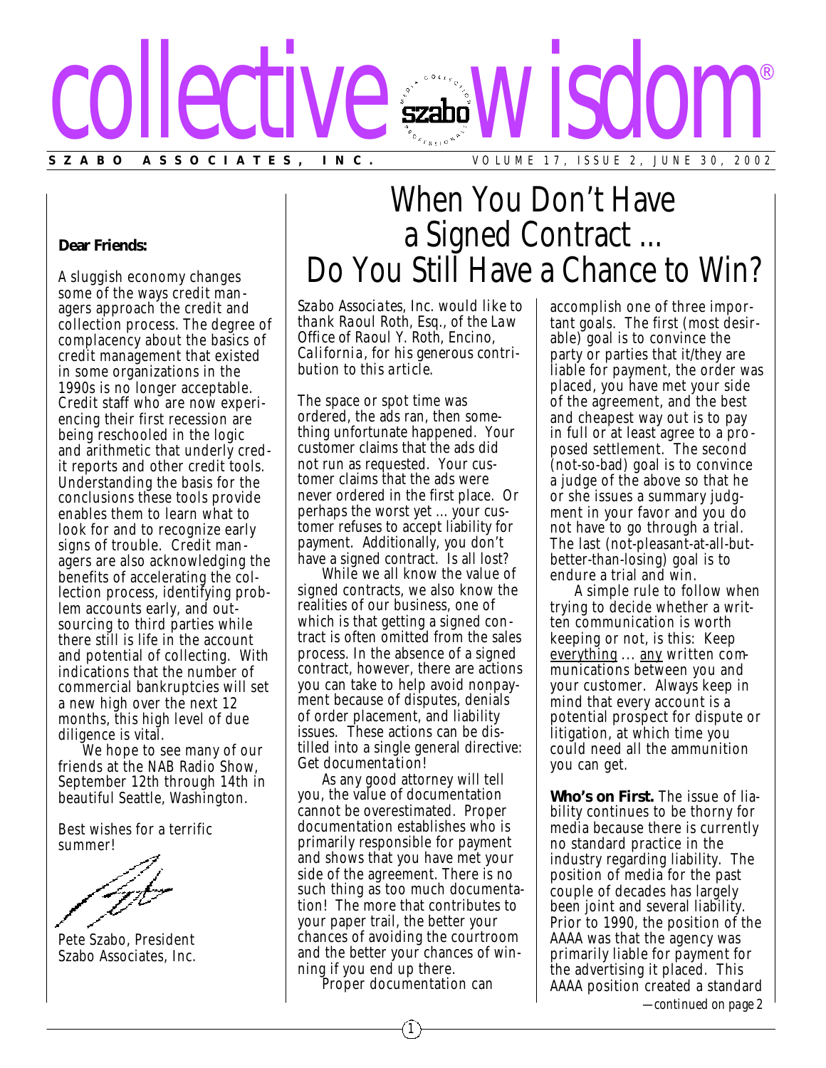# collective wisdom®

**SZABO ASSOCIATES, INC.** VOLUME 17, ISSUE 2, JUNE 30, 2002

**Dear Friends:**

A sluggish economy changes some of the ways credit managers approach the credit and collection process. The degree of complacency about the basics of credit management that existed in some organizations in the 1990s is no longer acceptable. Credit staff who are now experiencing their first recession are being reschooled in the logic and arithmetic that underly credit reports and other credit tools. Understanding the basis for the conclusions these tools provide enables them to learn what to look for and to recognize early signs of trouble. Credit managers are also acknowledging the benefits of accelerating the collection process, identifying problem accounts early, and outsourcing to third parties while there still is life in the account and potential of collecting. With indications that the number of commercial bankruptcies will set a new high over the next 12 months, this high level of due diligence is vital.

We hope to see many of our friends at the NAB Radio Show, September 12th through 14th in beautiful Seattle, Washington.

Best wishes for a terrific summer!

Pete Szabo, President
Szabo Associates, Inc.

# When You Don't Have a Signed Contract ... Do You Still Have a Chance to Win?

*Szabo Associates, Inc. would like to thank Raoul Roth, Esq., of the Law Office of Raoul Y. Roth, Encino, California, for his generous contribution to this article.*

The space or spot time was ordered, the ads ran, then something unfortunate happened. Your customer claims that the ads did not run as requested. Your customer claims that the ads were never ordered in the first place. Or perhaps the worst yet ... your customer refuses to accept liability for payment. Additionally, you don't have a signed contract. Is all lost?

While we all know the value of signed contracts, we also know the realities of our business, one of which is that getting a signed contract is often omitted from the sales process. In the absence of a signed contract, however, there are actions you can take to help avoid nonpayment because of disputes, denials of order placement, and liability issues. These actions can be distilled into a single general directive: *Get documentation!*

As any good attorney will tell you, the value of documentation cannot be overestimated. Proper documentation establishes who is primarily responsible for payment and shows that you have met your side of the agreement. There is no such thing as too much documentation! The more that contributes to your paper trail, the better your chances of avoiding the courtroom and the better your chances of winning if you end up there.

Proper documentation can accomplish one of three important goals. The first (most desirable) goal is to convince the party or parties that it/they are liable for payment, the order was placed, you have met your side of the agreement, and the best and cheapest way out is to pay in full or at least agree to a proposed settlement. The second (not-so-bad) goal is to convince a judge of the above so that he or she issues a summary judgment in your favor and you do not have to go through a trial. The last (not-pleasant-at-all-but-better-than-losing) goal is to endure a trial and win.

A simple rule to follow when trying to decide whether a written communication is worth keeping or not, is this: Keep <u>everything</u> ... <u>any</u> written communications between you and your customer. Always keep in mind that every account is a potential prospect for dispute or litigation, at which time you could need all the ammunition you can get.

**Who's on First.** The issue of liability continues to be thorny for media because there is currently no standard practice in the industry regarding liability. The position of media for the past couple of decades has largely been joint and several liability. Prior to 1990, the position of the AAAA was that the agency was primarily liable for payment for the advertising it placed. This AAAA position created a standard

*—continued on page 2*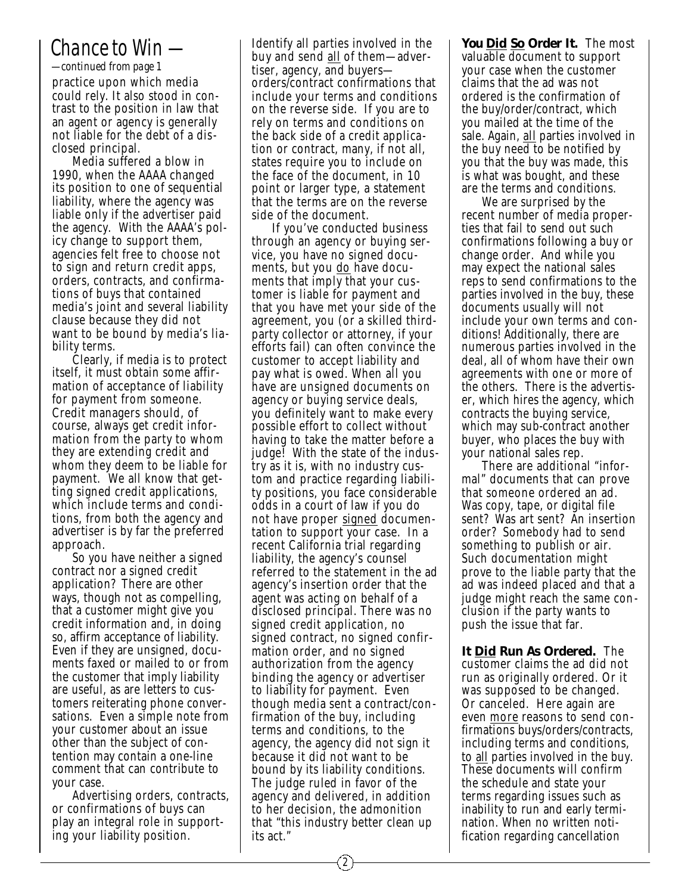## Chance to Win —

*—continued from page 1*

practice upon which media could rely. It also stood in contrast to the position in law that an agent or agency is generally not liable for the debt of a disclosed principal.

Media suffered a blow in 1990, when the AAAA changed its position to one of sequential liability, where the agency was liable only if the advertiser paid the agency. With the AAAA's policy change to support them, agencies felt free to choose not to sign and return credit apps, orders, contracts, and confirmations of buys that contained media's joint and several liability clause because they did not want to be bound by media's liability terms.

Clearly, if media is to protect itself, it must obtain some affirmation of acceptance of liability for payment from someone. Credit managers should, of course, always get credit information from the party to whom they are extending credit and whom they deem to be liable for payment. We all know that getting signed credit applications, which include terms and conditions, from both the agency and advertiser is by far the preferred approach.

So you have neither a signed contract nor a signed credit application? There are other ways, though not as compelling, that a customer might give you credit information and, in doing so, affirm acceptance of liability. Even if they are unsigned, documents faxed or mailed to or from the customer that imply liability are useful, as are letters to customers reiterating phone conversations. Even a simple note from your customer about an issue other than the subject of contention may contain a one-line comment that can contribute to your case.

Advertising orders, contracts, or confirmations of buys can play an integral role in supporting your liability position. Identify all parties involved in the buy and send <u>all</u> of them—advertiser, agency, and buyers—orders/contract confirmations that include your terms and conditions on the reverse side. If you are to rely on terms and conditions on the back side of a credit application or contract, many, if not all, states require you to include on the face of the document, in 10 point or larger type, a statement that the terms are on the reverse side of the document.

If you've conducted business through an agency or buying service, you have no signed documents, but you <u>do</u> have documents that imply that your customer is liable for payment and that you have met your side of the agreement, you (or a skilled third-party collector or attorney, if your efforts fail) can often convince the customer to accept liability and pay what is owed. When all you have are unsigned documents on agency or buying service deals, you definitely want to make every possible effort to collect without having to take the matter before a judge! With the state of the industry as it is, with no industry custom and practice regarding liability positions, you face considerable odds in a court of law if you do not have proper <u>signed</u> documentation to support your case. In a recent California trial regarding liability, the agency's counsel referred to the statement in the ad agency's insertion order that the agent was acting on behalf of a disclosed principal. There was no signed credit application, no signed contract, no signed confirmation order, and no signed authorization from the agency binding the agency or advertiser to liability for payment. Even though media sent a contract/confirmation of the buy, including terms and conditions, to the agency, the agency did not sign it because it did not want to be bound by its liability conditions. The judge ruled in favor of the agency and delivered, in addition to her decision, the admonition that "this industry better clean up its act."

**You <u>Did</u> <u>So</u> Order It.** The most valuable document to support your case when the customer claims that the ad was not ordered is the confirmation of the buy/order/contract, which you mailed at the time of the sale. Again, <u>all</u> parties involved in the buy need to be notified by you that the buy was made, this is what was bought, and these are the terms and conditions.

We are surprised by the recent number of media properties that fail to send out such confirmations following a buy or change order. And while you may expect the national sales reps to send confirmations to the parties involved in the buy, these documents usually will not include your own terms and conditions! Additionally, there are numerous parties involved in the deal, all of whom have their own agreements with one or more of the others. There is the advertiser, which hires the agency, which contracts the buying service, which may sub-contract another buyer, who places the buy with your national sales rep.

There are additional "informal" documents that can prove that someone ordered an ad. Was copy, tape, or digital file sent? Was art sent? An insertion order? Somebody had to send something to publish or air. Such documentation might prove to the liable party that the ad was indeed placed and that a judge might reach the same conclusion if the party wants to push the issue that far.

**It <u>Did</u> Run As Ordered.** The customer claims the ad did not run as originally ordered. Or it was supposed to be changed. Or canceled. Here again are even <u>more</u> reasons to send confirmations buys/orders/contracts, including terms and conditions, to <u>all</u> parties involved in the buy. These documents will confirm the schedule and state your terms regarding issues such as inability to run and early termination. When no written notification regarding cancellation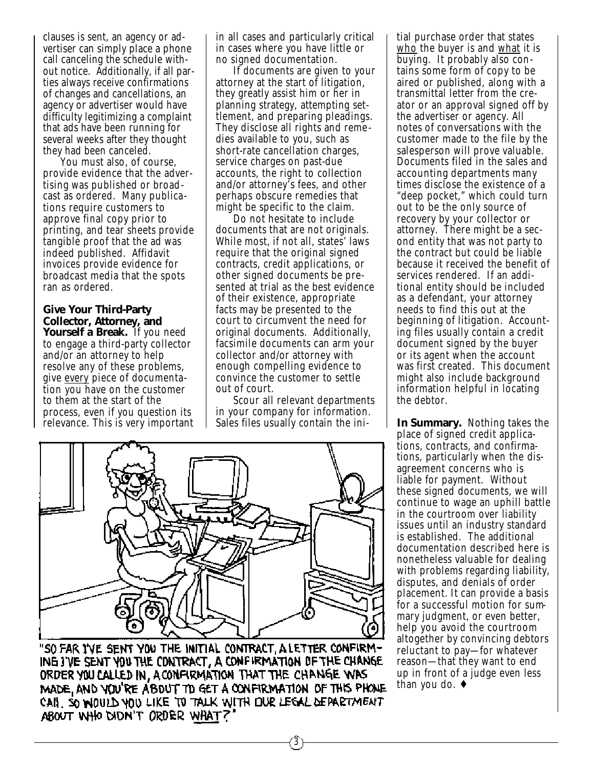clauses is sent, an agency or advertiser can simply place a phone call canceling the schedule without notice. Additionally, if all parties always receive confirmations of changes and cancellations, an agency or advertiser would have difficulty legitimizing a complaint that ads have been running for several weeks after they thought they had been canceled.

You must also, of course, provide evidence that the advertising was published or broadcast as ordered. Many publications require customers to approve final copy prior to printing, and tear sheets provide tangible proof that the ad was indeed published. Affidavit invoices provide evidence for broadcast media that the spots ran as ordered.

**Give Your Third-Party Collector, Attorney, and Yourself a Break.** If you need to engage a third-party collector and/or an attorney to help resolve any of these problems, give every piece of documentation you have on the customer to them at the start of the process, even if you question its relevance. This is very important in all cases and particularly critical in cases where you have little or no signed documentation.

If documents are given to your attorney at the start of litigation, they greatly assist him or her in planning strategy, attempting settlement, and preparing pleadings. They disclose all rights and remedies available to you, such as short-rate cancellation charges, service charges on past-due accounts, the right to collection and/or attorney's fees, and other perhaps obscure remedies that might be specific to the claim.

Do not hesitate to include documents that are not originals. While most, if not all, states' laws require that the original signed contracts, credit applications, or other signed documents be presented at trial as the best evidence of their existence, appropriate facts may be presented to the court to circumvent the need for original documents. Additionally, facsimile documents can arm your collector and/or attorney with enough compelling evidence to convince the customer to settle out of court.

Scour all relevant departments in your company for information. Sales files usually contain the initial purchase order that states who the buyer is and what it is buying. It probably also contains some form of copy to be aired or published, along with a transmittal letter from the creator or an approval signed off by the advertiser or agency. All notes of conversations with the customer made to the file by the salesperson will prove valuable. Documents filed in the sales and accounting departments many times disclose the existence of a "deep pocket," which could turn out to be the only source of recovery by your collector or attorney. There might be a second entity that was not party to the contract but could be liable because it received the benefit of services rendered. If an additional entity should be included as a defendant, your attorney needs to find this out at the beginning of litigation. Accounting files usually contain a credit document signed by the buyer or its agent when the account was first created. This document might also include background information helpful in locating the debtor.

"SO FAR I'VE SENT YOU THE INITIAL CONTRACT, A LETTER CONFIRMING I'VE SENT YOU THE CONTRACT, A CONFIRMATION OF THE CHANGE ORDER YOU CALLED IN, A CONFIRMATION THAT THE CHANGE WAS MADE, AND YOU'RE ABOUT TO GET A CONFIRMATION OF THIS PHONE CALL. SO WOULD YOU LIKE TO TALK WITH OUR LEGAL DEPARTMENT ABOUT WHO DIDN'T ORDER WHAT?"

**In Summary.** Nothing takes the place of signed credit applications, contracts, and confirmations, particularly when the disagreement concerns who is liable for payment. Without these signed documents, we will continue to wage an uphill battle in the courtroom over liability issues until an industry standard is established. The additional documentation described here is nonetheless valuable for dealing with problems regarding liability, disputes, and denials of order placement. It can provide a basis for a successful motion for summary judgment, or even better, help you avoid the courtroom altogether by convincing debtors reluctant to pay—for whatever reason—that they want to end up in front of a judge even less than you do. ♦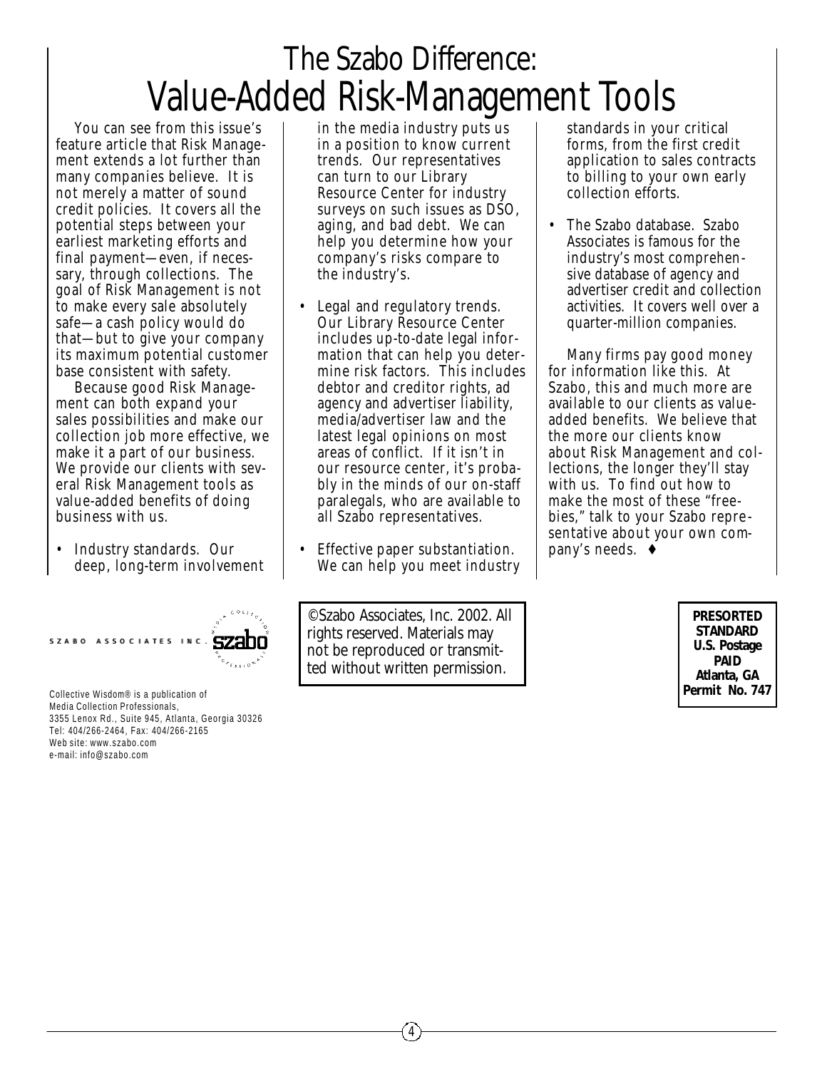# The Szabo Difference: Value-Added Risk-Management Tools

You can see from this issue's feature article that Risk Management extends a lot further than many companies believe. It is not merely a matter of sound credit policies. It covers all the potential steps between your earliest marketing efforts and final payment—even, if necessary, through collections. The goal of Risk Management is not to make every sale absolutely safe—a cash policy would do that—but to give your company its maximum potential customer base consistent with safety.

Because good Risk Management can both expand your sales possibilities and make our collection job more effective, we make it a part of our business. We provide our clients with several Risk Management tools as value-added benefits of doing business with us.

- Industry standards. Our deep, long-term involvement in the media industry puts us in a position to know current trends. Our representatives can turn to our Library Resource Center for industry surveys on such issues as DSO, aging, and bad debt. We can help you determine how your company's risks compare to the industry's.
- Legal and regulatory trends. Our Library Resource Center includes up-to-date legal information that can help you determine risk factors. This includes debtor and creditor rights, ad agency and advertiser liability, media/advertiser law and the latest legal opinions on most areas of conflict. If it isn't in our resource center, it's probably in the minds of our on-staff paralegals, who are available to all Szabo representatives.
- Effective paper substantiation. We can help you meet industry standards in your critical forms, from the first credit application to sales contracts to billing to your own early collection efforts.
- The Szabo database. Szabo Associates is famous for the industry's most comprehensive database of agency and advertiser credit and collection activities. It covers well over a quarter-million companies.

Many firms pay good money for information like this. At Szabo, this and much more are available to our clients as value-added benefits. We believe that the more our clients know about Risk Management and collections, the longer they'll stay with us. To find out how to make the most of these "freebies," talk to your Szabo representative about your own company's needs. ♦

SZABO ASSOCIATES INC. szabo MEDIA COLLECTION PROFESSIONALS

Collective Wisdom® is a publication of
Media Collection Professionals,
3355 Lenox Rd., Suite 945, Atlanta, Georgia 30326
Tel: 404/266-2464, Fax: 404/266-2165
Web site: www.szabo.com
e-mail: info@szabo.com

©Szabo Associates, Inc. 2002. All rights reserved. Materials may not be reproduced or transmitted without written permission.

**PRESORTED STANDARD U.S. Postage PAID Atlanta, GA Permit No. 747**